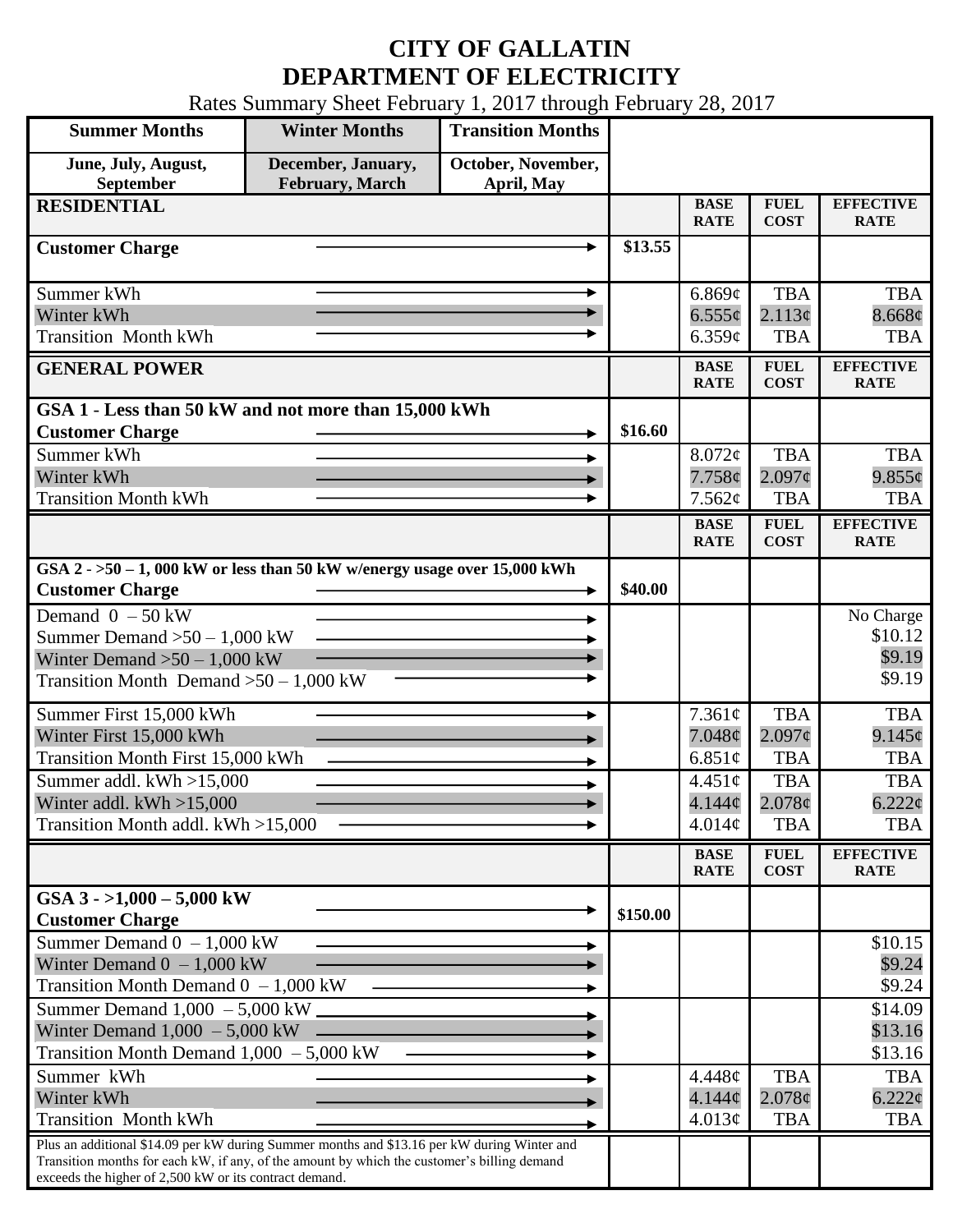# CITY OF GALLATIN
# DEPARTMENT OF ELECTRICITY

Rates Summary Sheet February 1, 2017 through February 28, 2017

| Summer Months | Winter Months | Transition Months |
|---|---|---|
| June, July, August, September | December, January, February, March | October, November, April, May |

| RESIDENTIAL | | BASE RATE | FUEL COST | EFFECTIVE RATE |
|---|---|---|---|---|
| Customer Charge | $13.55 | | | |
| Summer kWh | | 6.869¢ | TBA | TBA |
| Winter kWh | | 6.555¢ | 2.113¢ | 8.668¢ |
| Transition Month kWh | | 6.359¢ | TBA | TBA |

| GENERAL POWER | | BASE RATE | FUEL COST | EFFECTIVE RATE |
|---|---|---|---|---|
| **GSA 1 - Less than 50 kW and not more than 15,000 kWh** | | | | |
| Customer Charge | $16.60 | | | |
| Summer kWh | | 8.072¢ | TBA | TBA |
| Winter kWh | | 7.758¢ | 2.097¢ | 9.855¢ |
| Transition Month kWh | | 7.562¢ | TBA | TBA |

| | | BASE RATE | FUEL COST | EFFECTIVE RATE |
|---|---|---|---|---|
| **GSA 2 - >50 – 1, 000 kW or less than 50 kW w/energy usage over 15,000 kWh** | | | | |
| Customer Charge | $40.00 | | | |
| Demand 0 – 50 kW | | | | No Charge |
| Summer Demand >50 – 1,000 kW | | | | $10.12 |
| Winter Demand >50 – 1,000 kW | | | | $9.19 |
| Transition Month Demand >50 – 1,000 kW | | | | $9.19 |
| Summer First 15,000 kWh | | 7.361¢ | TBA | TBA |
| Winter First 15,000 kWh | | 7.048¢ | 2.097¢ | 9.145¢ |
| Transition Month First 15,000 kWh | | 6.851¢ | TBA | TBA |
| Summer addl. kWh >15,000 | | 4.451¢ | TBA | TBA |
| Winter addl. kWh >15,000 | | 4.144¢ | 2.078¢ | 6.222¢ |
| Transition Month addl. kWh >15,000 | | 4.014¢ | TBA | TBA |

| | | BASE RATE | FUEL COST | EFFECTIVE RATE |
|---|---|---|---|---|
| **GSA 3 - >1,000 – 5,000 kW** | | | | |
| Customer Charge | $150.00 | | | |
| Summer Demand 0 – 1,000 kW | | | | $10.15 |
| Winter Demand 0 – 1,000 kW | | | | $9.24 |
| Transition Month Demand 0 – 1,000 kW | | | | $9.24 |
| Summer Demand 1,000 – 5,000 kW | | | | $14.09 |
| Winter Demand 1,000 – 5,000 kW | | | | $13.16 |
| Transition Month Demand 1,000 – 5,000 kW | | | | $13.16 |
| Summer kWh | | 4.448¢ | TBA | TBA |
| Winter kWh | | 4.144¢ | 2.078¢ | 6.222¢ |
| Transition Month kWh | | 4.013¢ | TBA | TBA |
| Plus an additional $14.09 per kW during Summer months and $13.16 per kW during Winter and Transition months for each kW, if any, of the amount by which the customer's billing demand exceeds the higher of 2,500 kW or its contract demand. | | | | |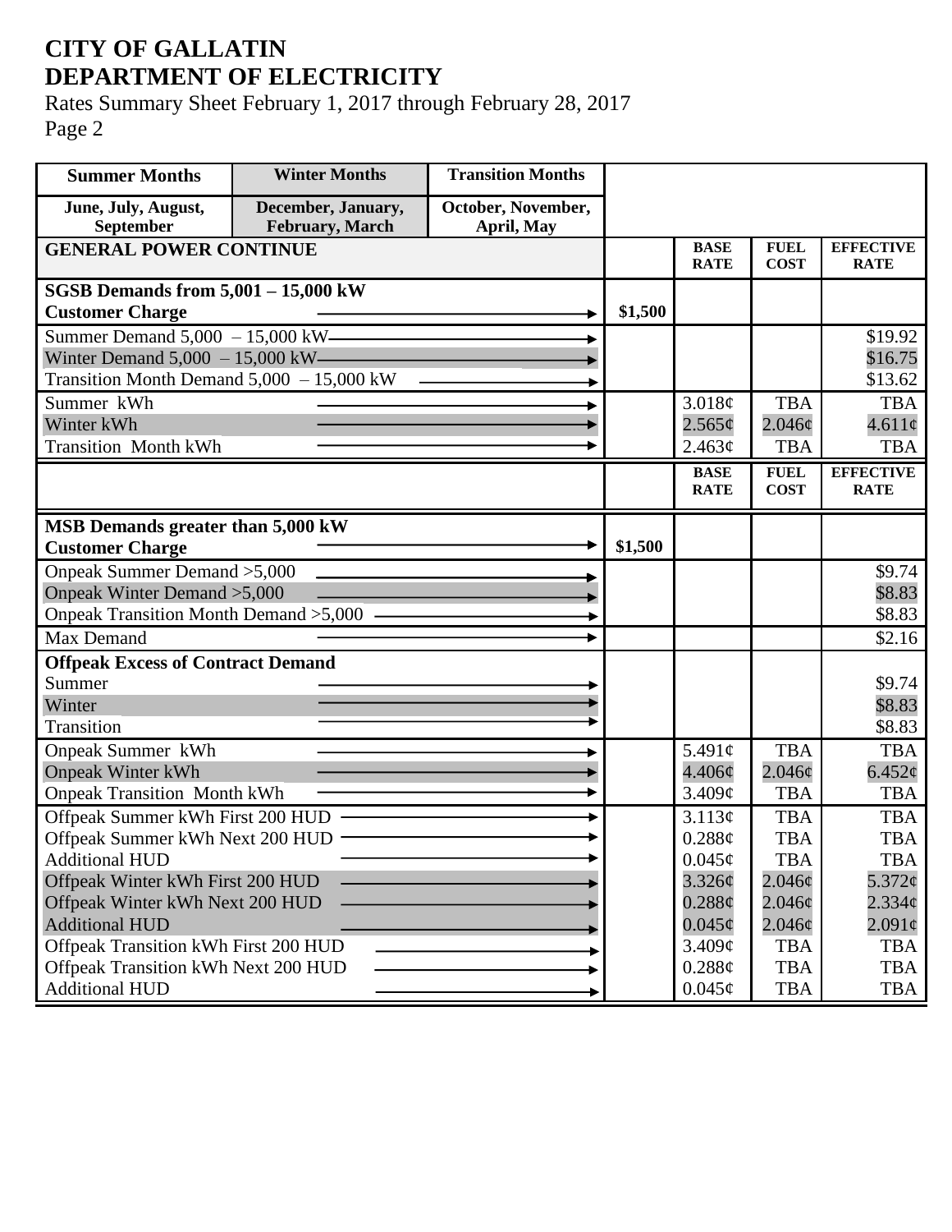# CITY OF GALLATIN
# DEPARTMENT OF ELECTRICITY

Rates Summary Sheet February 1, 2017 through February 28, 2017
Page 2

| Summer Months | Winter Months | Transition Months | | | | |
|---|---|---|---|---|---|---|
| June, July, August, September | December, January, February, March | October, November, April, May | | | | |
| **GENERAL POWER CONTINUE** | | | | **BASE RATE** | **FUEL COST** | **EFFECTIVE RATE** |
| **SGSB Demands from 5,001 – 15,000 kW** | | | | | | |
| **Customer Charge** | | | **$1,500** | | | |
| Summer Demand 5,000 – 15,000 kW | | | | | | $19.92 |
| Winter Demand 5,000 – 15,000 kW | | | | | | $16.75 |
| Transition Month Demand 5,000 – 15,000 kW | | | | | | $13.62 |
| Summer kWh | | | | 3.018¢ | TBA | TBA |
| Winter kWh | | | | 2.565¢ | 2.046¢ | 4.611¢ |
| Transition Month kWh | | | | 2.463¢ | TBA | TBA |
| | | | | **BASE RATE** | **FUEL COST** | **EFFECTIVE RATE** |
| **MSB Demands greater than 5,000 kW** | | | | | | |
| **Customer Charge** | | | **$1,500** | | | |
| Onpeak Summer Demand >5,000 | | | | | | $9.74 |
| Onpeak Winter Demand >5,000 | | | | | | $8.83 |
| Onpeak Transition Month Demand >5,000 | | | | | | $8.83 |
| Max Demand | | | | | | $2.16 |
| **Offpeak Excess of Contract Demand** | | | | | | |
| Summer | | | | | | $9.74 |
| Winter | | | | | | $8.83 |
| Transition | | | | | | $8.83 |
| Onpeak Summer kWh | | | | 5.491¢ | TBA | TBA |
| Onpeak Winter kWh | | | | 4.406¢ | 2.046¢ | 6.452¢ |
| Onpeak Transition Month kWh | | | | 3.409¢ | TBA | TBA |
| Offpeak Summer kWh First 200 HUD | | | | 3.113¢ | TBA | TBA |
| Offpeak Summer kWh Next 200 HUD | | | | 0.288¢ | TBA | TBA |
| Additional HUD | | | | 0.045¢ | TBA | TBA |
| Offpeak Winter kWh First 200 HUD | | | | 3.326¢ | 2.046¢ | 5.372¢ |
| Offpeak Winter kWh Next 200 HUD | | | | 0.288¢ | 2.046¢ | 2.334¢ |
| Additional HUD | | | | 0.045¢ | 2.046¢ | 2.091¢ |
| Offpeak Transition kWh First 200 HUD | | | | 3.409¢ | TBA | TBA |
| Offpeak Transition kWh Next 200 HUD | | | | 0.288¢ | TBA | TBA |
| Additional HUD | | | | 0.045¢ | TBA | TBA |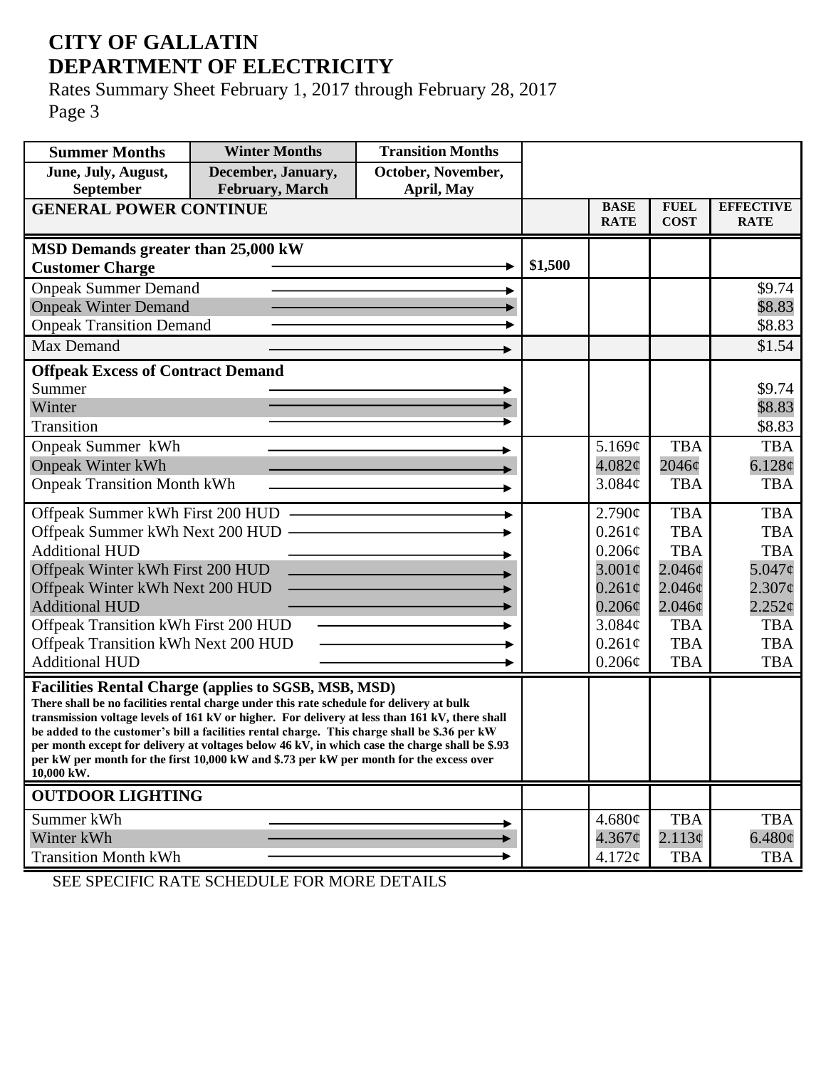# CITY OF GALLATIN
# DEPARTMENT OF ELECTRICITY

Rates Summary Sheet February 1, 2017 through February 28, 2017
Page 3

| Summer Months | Winter Months | Transition Months | | | | |
|---|---|---|---|---|---|---|
| June, July, August, September | December, January, February, March | October, November, April, May | | | | |
| **GENERAL POWER CONTINUE** | | | | **BASE RATE** | **FUEL COST** | **EFFECTIVE RATE** |
| **MSD Demands greater than 25,000 kW** | | | | | | |
| **Customer Charge** | | | $1,500 | | | |
| Onpeak Summer Demand | | | | | | $9.74 |
| Onpeak Winter Demand | | | | | | $8.83 |
| Onpeak Transition Demand | | | | | | $8.83 |
| Max Demand | | | | | | $1.54 |
| **Offpeak Excess of Contract Demand** | | | | | | |
| Summer | | | | | | $9.74 |
| Winter | | | | | | $8.83 |
| Transition | | | | | | $8.83 |
| Onpeak Summer kWh | | | | 5.169¢ | TBA | TBA |
| Onpeak Winter kWh | | | | 4.082¢ | 2046¢ | 6.128¢ |
| Onpeak Transition Month kWh | | | | 3.084¢ | TBA | TBA |
| Offpeak Summer kWh First 200 HUD | | | | 2.790¢ | TBA | TBA |
| Offpeak Summer kWh Next 200 HUD | | | | 0.261¢ | TBA | TBA |
| Additional HUD | | | | 0.206¢ | TBA | TBA |
| Offpeak Winter kWh First 200 HUD | | | | 3.001¢ | 2.046¢ | 5.047¢ |
| Offpeak Winter kWh Next 200 HUD | | | | 0.261¢ | 2.046¢ | 2.307¢ |
| Additional HUD | | | | 0.206¢ | 2.046¢ | 2.252¢ |
| Offpeak Transition kWh First 200 HUD | | | | 3.084¢ | TBA | TBA |
| Offpeak Transition kWh Next 200 HUD | | | | 0.261¢ | TBA | TBA |
| Additional HUD | | | | 0.206¢ | TBA | TBA |
| **Facilities Rental Charge (applies to SGSB, MSB, MSD)** **There shall be no facilities rental charge under this rate schedule for delivery at bulk transmission voltage levels of 161 kV or higher. For delivery at less than 161 kV, there shall be added to the customer's bill a facilities rental charge. This charge shall be $.36 per kW per month except for delivery at voltages below 46 kV, in which case the charge shall be $.93 per kW per month for the first 10,000 kW and $.73 per kW per month for the excess over 10,000 kW.** | | | | | | |
| **OUTDOOR LIGHTING** | | | | | | |
| Summer kWh | | | | 4.680¢ | TBA | TBA |
| Winter kWh | | | | 4.367¢ | 2.113¢ | 6.480¢ |
| Transition Month kWh | | | | 4.172¢ | TBA | TBA |

SEE SPECIFIC RATE SCHEDULE FOR MORE DETAILS